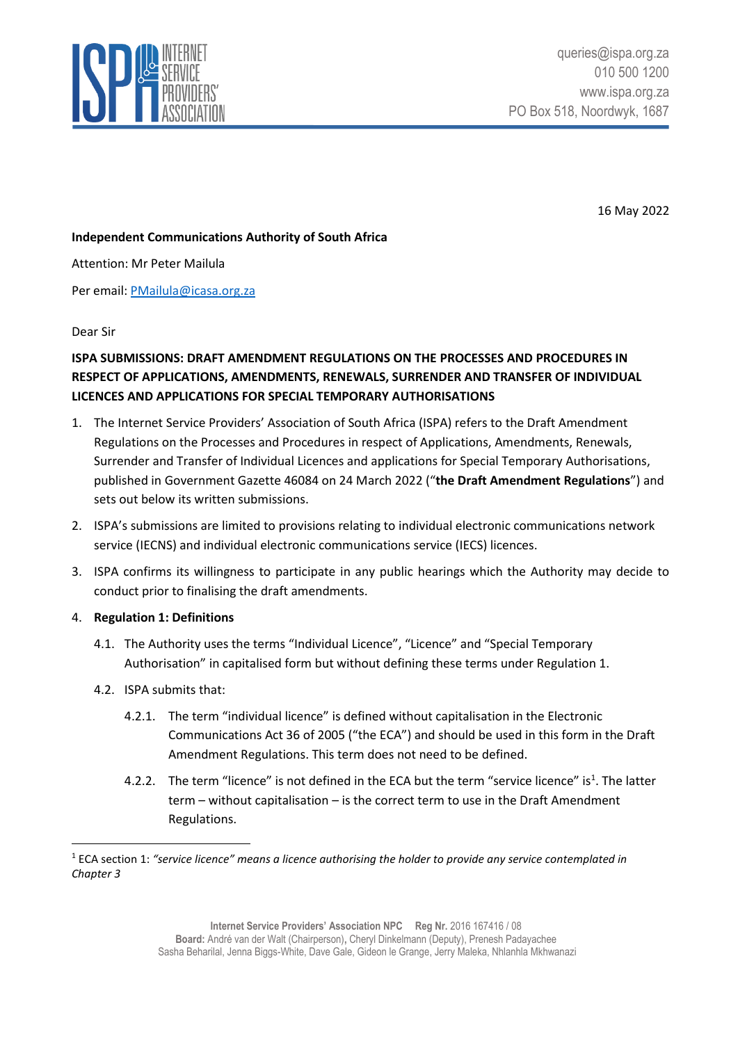queries@ispa.org.za
010 500 1200
www.ispa.org.za
PO Box 518, Noordwyk, 1687

16 May 2022

**Independent Communications Authority of South Africa**

Attention: Mr Peter Mailula

Per email: PMailula@icasa.org.za

Dear Sir

**ISPA SUBMISSIONS: DRAFT AMENDMENT REGULATIONS ON THE PROCESSES AND PROCEDURES IN RESPECT OF APPLICATIONS, AMENDMENTS, RENEWALS, SURRENDER AND TRANSFER OF INDIVIDUAL LICENCES AND APPLICATIONS FOR SPECIAL TEMPORARY AUTHORISATIONS**

1. The Internet Service Providers' Association of South Africa (ISPA) refers to the Draft Amendment Regulations on the Processes and Procedures in respect of Applications, Amendments, Renewals, Surrender and Transfer of Individual Licences and applications for Special Temporary Authorisations, published in Government Gazette 46084 on 24 March 2022 ("**the Draft Amendment Regulations**") and sets out below its written submissions.
2. ISPA's submissions are limited to provisions relating to individual electronic communications network service (IECNS) and individual electronic communications service (IECS) licences.
3. ISPA confirms its willingness to participate in any public hearings which the Authority may decide to conduct prior to finalising the draft amendments.
4. **Regulation 1: Definitions**
   - 4.1. The Authority uses the terms "Individual Licence", "Licence" and "Special Temporary Authorisation" in capitalised form but without defining these terms under Regulation 1.
   - 4.2. ISPA submits that:
     - 4.2.1. The term "individual licence" is defined without capitalisation in the Electronic Communications Act 36 of 2005 ("the ECA") and should be used in this form in the Draft Amendment Regulations. This term does not need to be defined.
     - 4.2.2. The term "licence" is not defined in the ECA but the term "service licence" is[1]. The latter term – without capitalisation – is the correct term to use in the Draft Amendment Regulations.

[1] ECA section 1: *"service licence" means a licence authorising the holder to provide any service contemplated in Chapter 3*

**Internet Service Providers' Association NPC** **Reg Nr.** 2016 167416 / 08
**Board:** André van der Walt (Chairperson), Cheryl Dinkelmann (Deputy), Prenesh Padayachee
Sasha Beharilal, Jenna Biggs-White, Dave Gale, Gideon le Grange, Jerry Maleka, Nhlanhla Mkhwanazi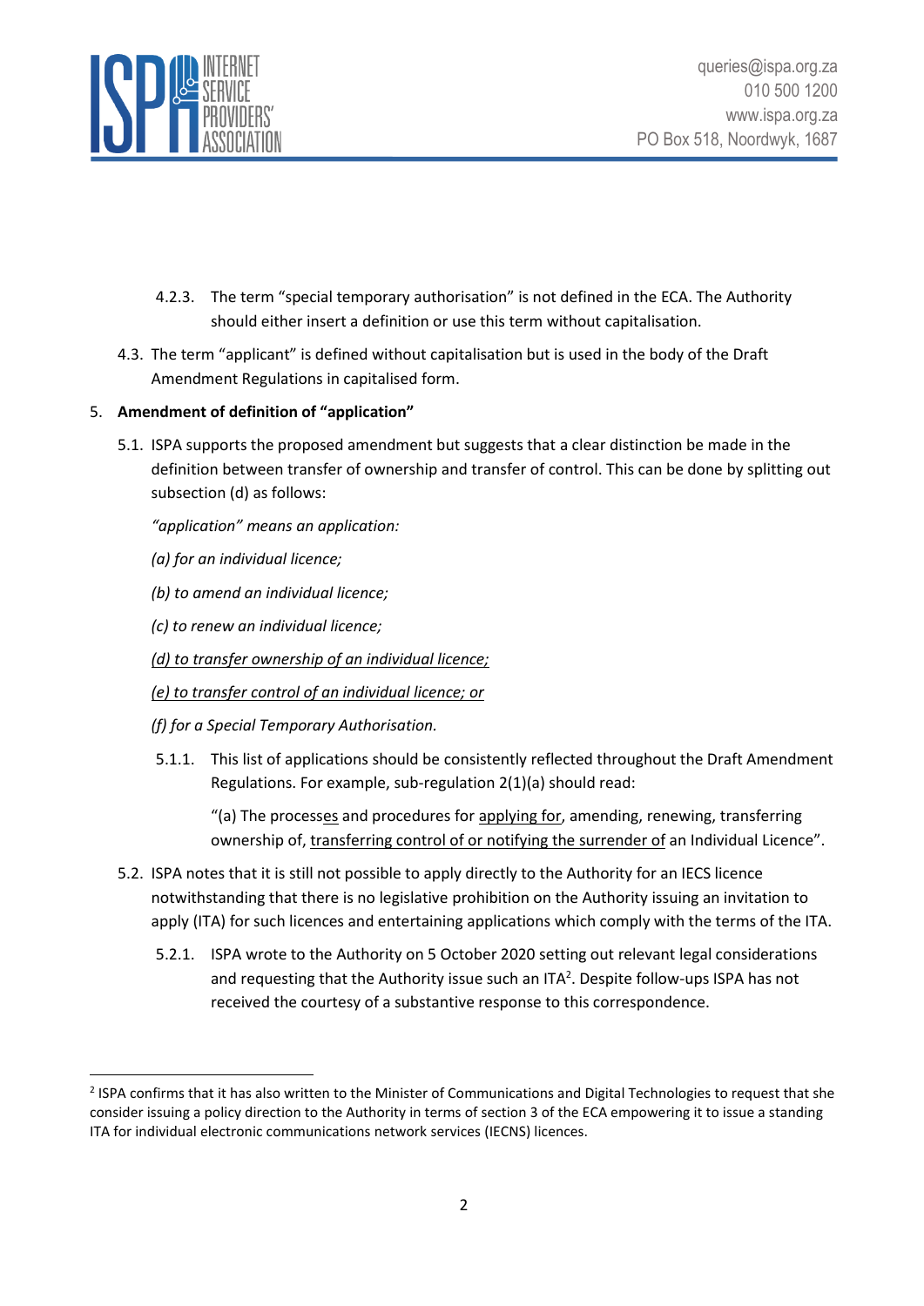4.2.3. The term "special temporary authorisation" is not defined in the ECA. The Authority should either insert a definition or use this term without capitalisation.

4.3. The term "applicant" is defined without capitalisation but is used in the body of the Draft Amendment Regulations in capitalised form.

5. **Amendment of definition of "application"**

5.1. ISPA supports the proposed amendment but suggests that a clear distinction be made in the definition between transfer of ownership and transfer of control. This can be done by splitting out subsection (d) as follows:

*"application" means an application:*

*(a) for an individual licence;*

*(b) to amend an individual licence;*

*(c) to renew an individual licence;*

<u>*(d) to transfer ownership of an individual licence;*</u>

<u>*(e) to transfer control of an individual licence; or*</u>

*(f) for a Special Temporary Authorisation.*

5.1.1. This list of applications should be consistently reflected throughout the Draft Amendment Regulations. For example, sub-regulation 2(1)(a) should read:

"(a) The process<u>es</u> and procedures for <u>applying for</u>, amending, renewing, transferring ownership of, <u>transferring control of or notifying the surrender of</u> an Individual Licence".

5.2. ISPA notes that it is still not possible to apply directly to the Authority for an IECS licence notwithstanding that there is no legislative prohibition on the Authority issuing an invitation to apply (ITA) for such licences and entertaining applications which comply with the terms of the ITA.

5.2.1. ISPA wrote to the Authority on 5 October 2020 setting out relevant legal considerations and requesting that the Authority issue such an ITA[2]. Despite follow-ups ISPA has not received the courtesy of a substantive response to this correspondence.

[2] ISPA confirms that it has also written to the Minister of Communications and Digital Technologies to request that she consider issuing a policy direction to the Authority in terms of section 3 of the ECA empowering it to issue a standing ITA for individual electronic communications network services (IECNS) licences.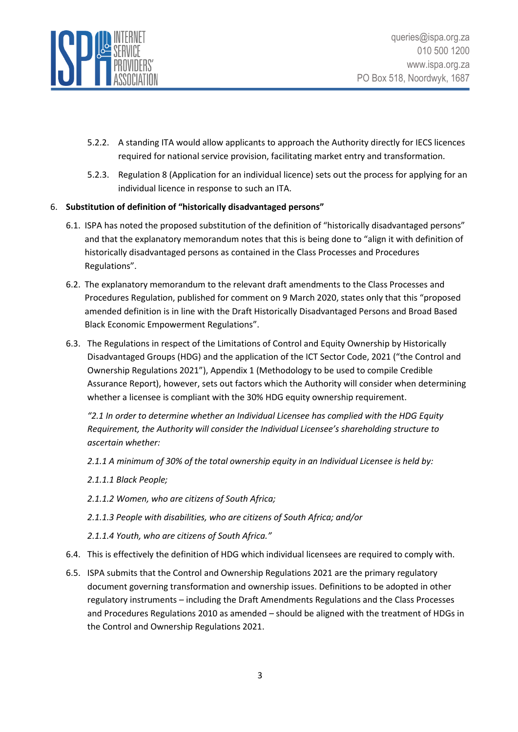5.2.2. A standing ITA would allow applicants to approach the Authority directly for IECS licences required for national service provision, facilitating market entry and transformation.

5.2.3. Regulation 8 (Application for an individual licence) sets out the process for applying for an individual licence in response to such an ITA.

6. **Substitution of definition of "historically disadvantaged persons"**

6.1. ISPA has noted the proposed substitution of the definition of "historically disadvantaged persons" and that the explanatory memorandum notes that this is being done to "align it with definition of historically disadvantaged persons as contained in the Class Processes and Procedures Regulations".

6.2. The explanatory memorandum to the relevant draft amendments to the Class Processes and Procedures Regulation, published for comment on 9 March 2020, states only that this "proposed amended definition is in line with the Draft Historically Disadvantaged Persons and Broad Based Black Economic Empowerment Regulations".

6.3. The Regulations in respect of the Limitations of Control and Equity Ownership by Historically Disadvantaged Groups (HDG) and the application of the ICT Sector Code, 2021 ("the Control and Ownership Regulations 2021"), Appendix 1 (Methodology to be used to compile Credible Assurance Report), however, sets out factors which the Authority will consider when determining whether a licensee is compliant with the 30% HDG equity ownership requirement.

*"2.1 In order to determine whether an Individual Licensee has complied with the HDG Equity Requirement, the Authority will consider the Individual Licensee's shareholding structure to ascertain whether:*

*2.1.1 A minimum of 30% of the total ownership equity in an Individual Licensee is held by:*

*2.1.1.1 Black People;*

*2.1.1.2 Women, who are citizens of South Africa;*

*2.1.1.3 People with disabilities, who are citizens of South Africa; and/or*

*2.1.1.4 Youth, who are citizens of South Africa."*

6.4. This is effectively the definition of HDG which individual licensees are required to comply with.

6.5. ISPA submits that the Control and Ownership Regulations 2021 are the primary regulatory document governing transformation and ownership issues. Definitions to be adopted in other regulatory instruments – including the Draft Amendments Regulations and the Class Processes and Procedures Regulations 2010 as amended – should be aligned with the treatment of HDGs in the Control and Ownership Regulations 2021.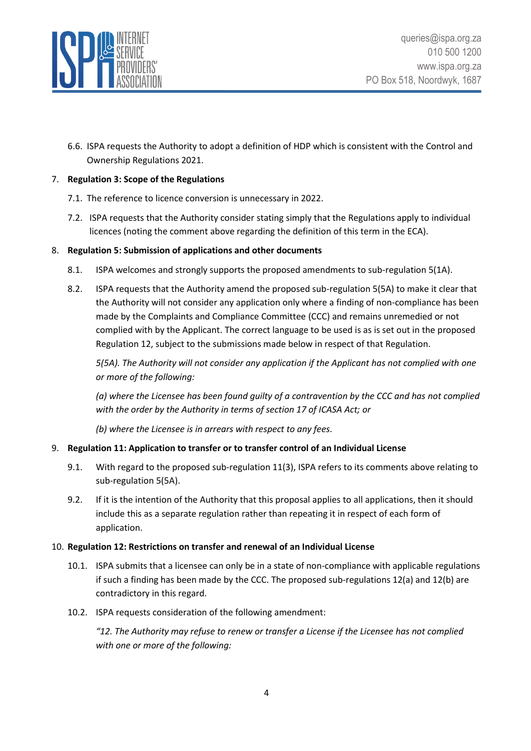6.6. ISPA requests the Authority to adopt a definition of HDP which is consistent with the Control and Ownership Regulations 2021.

7. **Regulation 3: Scope of the Regulations**

7.1. The reference to licence conversion is unnecessary in 2022.

7.2. ISPA requests that the Authority consider stating simply that the Regulations apply to individual licences (noting the comment above regarding the definition of this term in the ECA).

8. **Regulation 5: Submission of applications and other documents**

8.1. ISPA welcomes and strongly supports the proposed amendments to sub-regulation 5(1A).

8.2. ISPA requests that the Authority amend the proposed sub-regulation 5(5A) to make it clear that the Authority will not consider any application only where a finding of non-compliance has been made by the Complaints and Compliance Committee (CCC) and remains unremedied or not complied with by the Applicant. The correct language to be used is as is set out in the proposed Regulation 12, subject to the submissions made below in respect of that Regulation.

*5(5A). The Authority will not consider any application if the Applicant has not complied with one or more of the following:*

*(a) where the Licensee has been found guilty of a contravention by the CCC and has not complied with the order by the Authority in terms of section 17 of ICASA Act; or*

*(b) where the Licensee is in arrears with respect to any fees.*

9. **Regulation 11: Application to transfer or to transfer control of an Individual License**

9.1. With regard to the proposed sub-regulation 11(3), ISPA refers to its comments above relating to sub-regulation 5(5A).

9.2. If it is the intention of the Authority that this proposal applies to all applications, then it should include this as a separate regulation rather than repeating it in respect of each form of application.

10. **Regulation 12: Restrictions on transfer and renewal of an Individual License**

10.1. ISPA submits that a licensee can only be in a state of non-compliance with applicable regulations if such a finding has been made by the CCC. The proposed sub-regulations 12(a) and 12(b) are contradictory in this regard.

10.2. ISPA requests consideration of the following amendment:

*"12. The Authority may refuse to renew or transfer a License if the Licensee has not complied with one or more of the following:*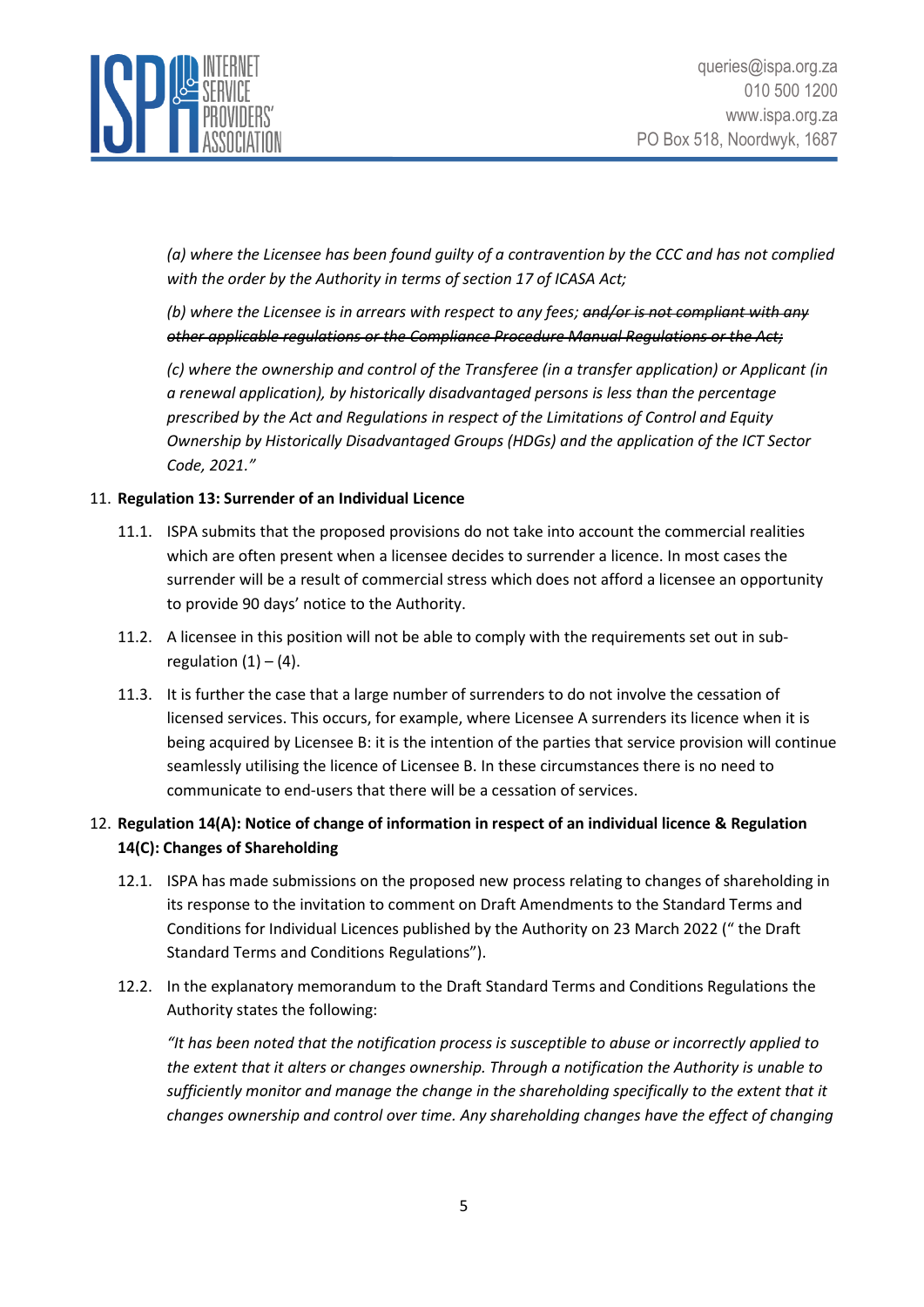*(a) where the Licensee has been found guilty of a contravention by the CCC and has not complied with the order by the Authority in terms of section 17 of ICASA Act;*

*(b) where the Licensee is in arrears with respect to any fees; ~~and/or is not compliant with any other applicable regulations or the Compliance Procedure Manual Regulations or the Act;~~*

*(c) where the ownership and control of the Transferee (in a transfer application) or Applicant (in a renewal application), by historically disadvantaged persons is less than the percentage prescribed by the Act and Regulations in respect of the Limitations of Control and Equity Ownership by Historically Disadvantaged Groups (HDGs) and the application of the ICT Sector Code, 2021."*

11. **Regulation 13: Surrender of an Individual Licence**

    11.1. ISPA submits that the proposed provisions do not take into account the commercial realities which are often present when a licensee decides to surrender a licence. In most cases the surrender will be a result of commercial stress which does not afford a licensee an opportunity to provide 90 days' notice to the Authority.

    11.2. A licensee in this position will not be able to comply with the requirements set out in sub-regulation (1) – (4).

    11.3. It is further the case that a large number of surrenders to do not involve the cessation of licensed services. This occurs, for example, where Licensee A surrenders its licence when it is being acquired by Licensee B: it is the intention of the parties that service provision will continue seamlessly utilising the licence of Licensee B. In these circumstances there is no need to communicate to end-users that there will be a cessation of services.

12. **Regulation 14(A): Notice of change of information in respect of an individual licence & Regulation 14(C): Changes of Shareholding**

    12.1. ISPA has made submissions on the proposed new process relating to changes of shareholding in its response to the invitation to comment on Draft Amendments to the Standard Terms and Conditions for Individual Licences published by the Authority on 23 March 2022 (" the Draft Standard Terms and Conditions Regulations").

    12.2. In the explanatory memorandum to the Draft Standard Terms and Conditions Regulations the Authority states the following:

    *"It has been noted that the notification process is susceptible to abuse or incorrectly applied to the extent that it alters or changes ownership. Through a notification the Authority is unable to sufficiently monitor and manage the change in the shareholding specifically to the extent that it changes ownership and control over time. Any shareholding changes have the effect of changing*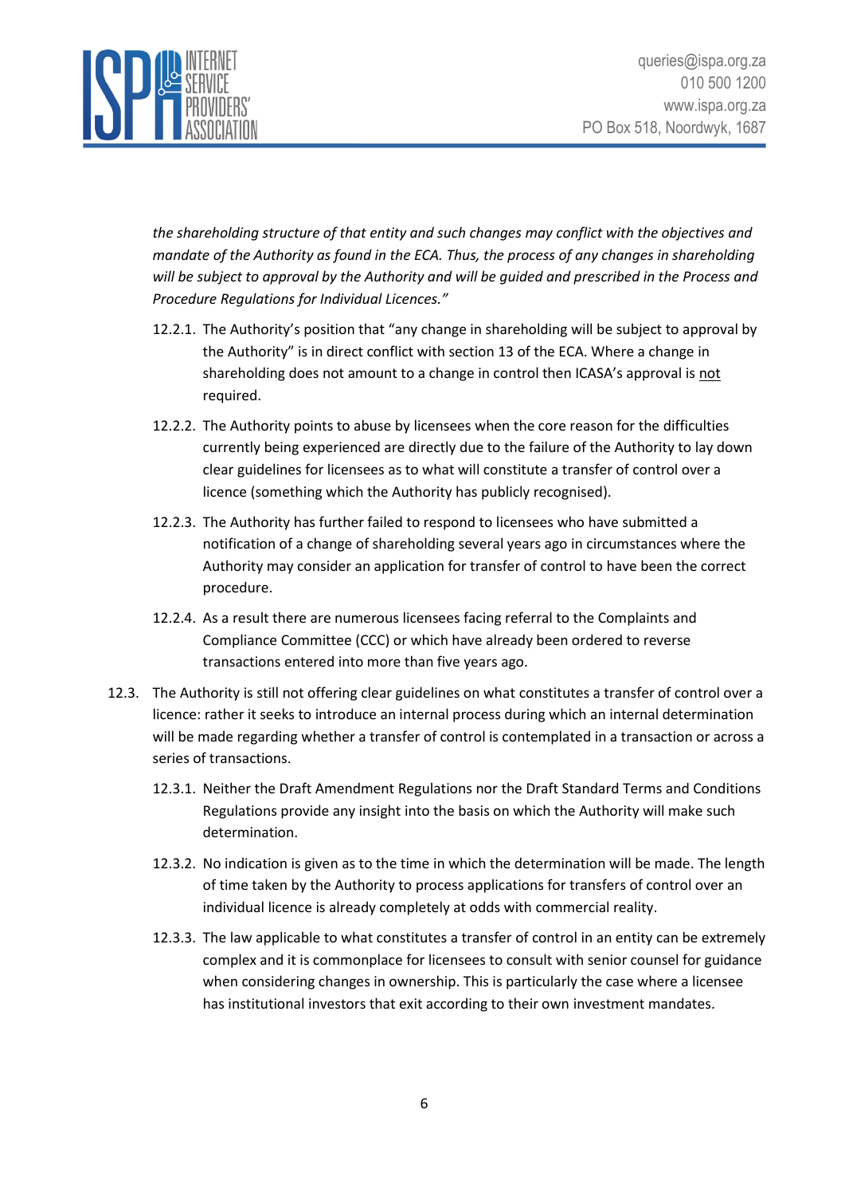*the shareholding structure of that entity and such changes may conflict with the objectives and mandate of the Authority as found in the ECA. Thus, the process of any changes in shareholding will be subject to approval by the Authority and will be guided and prescribed in the Process and Procedure Regulations for Individual Licences."*

12.2.1. The Authority's position that "any change in shareholding will be subject to approval by the Authority" is in direct conflict with section 13 of the ECA. Where a change in shareholding does not amount to a change in control then ICASA's approval is <u>not</u> required.

12.2.2. The Authority points to abuse by licensees when the core reason for the difficulties currently being experienced are directly due to the failure of the Authority to lay down clear guidelines for licensees as to what will constitute a transfer of control over a licence (something which the Authority has publicly recognised).

12.2.3. The Authority has further failed to respond to licensees who have submitted a notification of a change of shareholding several years ago in circumstances where the Authority may consider an application for transfer of control to have been the correct procedure.

12.2.4. As a result there are numerous licensees facing referral to the Complaints and Compliance Committee (CCC) or which have already been ordered to reverse transactions entered into more than five years ago.

12.3. The Authority is still not offering clear guidelines on what constitutes a transfer of control over a licence: rather it seeks to introduce an internal process during which an internal determination will be made regarding whether a transfer of control is contemplated in a transaction or across a series of transactions.

12.3.1. Neither the Draft Amendment Regulations nor the Draft Standard Terms and Conditions Regulations provide any insight into the basis on which the Authority will make such determination.

12.3.2. No indication is given as to the time in which the determination will be made. The length of time taken by the Authority to process applications for transfers of control over an individual licence is already completely at odds with commercial reality.

12.3.3. The law applicable to what constitutes a transfer of control in an entity can be extremely complex and it is commonplace for licensees to consult with senior counsel for guidance when considering changes in ownership. This is particularly the case where a licensee has institutional investors that exit according to their own investment mandates.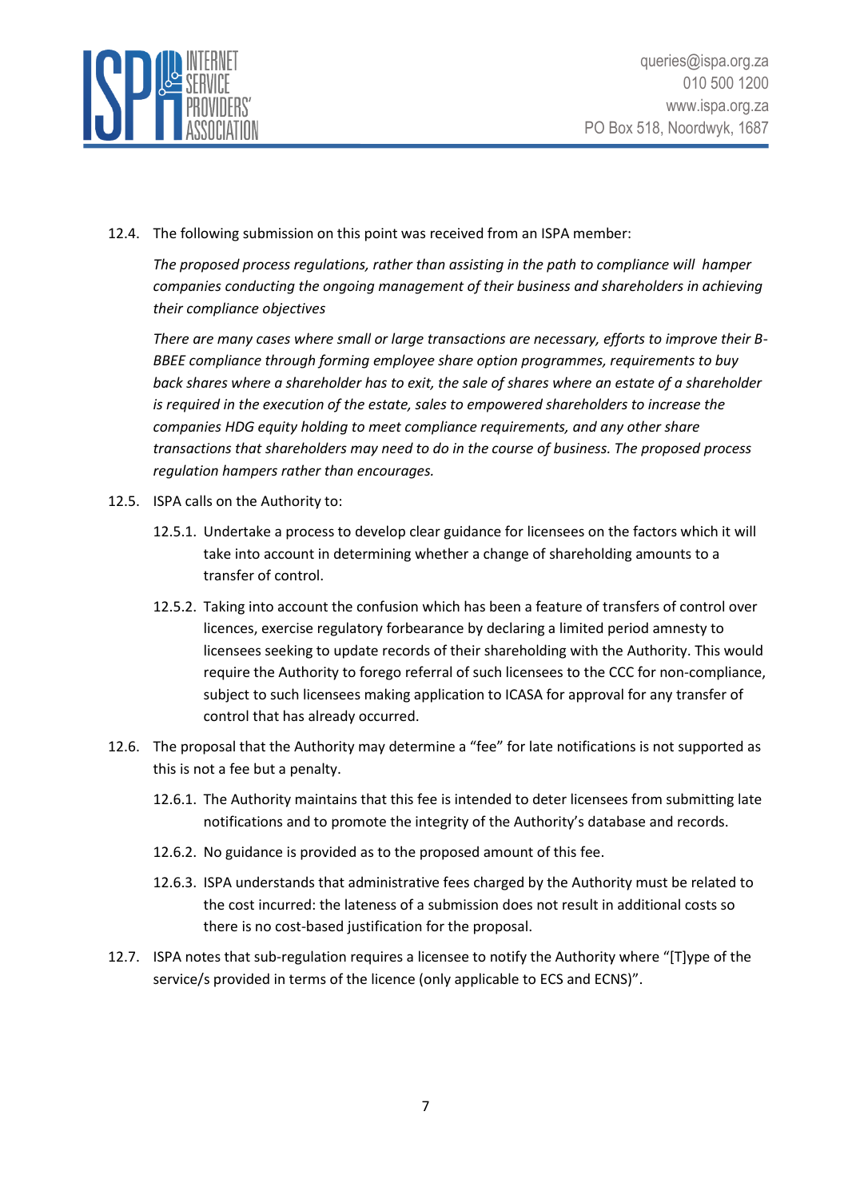12.4. The following submission on this point was received from an ISPA member:

*The proposed process regulations, rather than assisting in the path to compliance will hamper companies conducting the ongoing management of their business and shareholders in achieving their compliance objectives*

*There are many cases where small or large transactions are necessary, efforts to improve their B-BBEE compliance through forming employee share option programmes, requirements to buy back shares where a shareholder has to exit, the sale of shares where an estate of a shareholder is required in the execution of the estate, sales to empowered shareholders to increase the companies HDG equity holding to meet compliance requirements, and any other share transactions that shareholders may need to do in the course of business. The proposed process regulation hampers rather than encourages.*

12.5. ISPA calls on the Authority to:

12.5.1. Undertake a process to develop clear guidance for licensees on the factors which it will take into account in determining whether a change of shareholding amounts to a transfer of control.

12.5.2. Taking into account the confusion which has been a feature of transfers of control over licences, exercise regulatory forbearance by declaring a limited period amnesty to licensees seeking to update records of their shareholding with the Authority. This would require the Authority to forego referral of such licensees to the CCC for non-compliance, subject to such licensees making application to ICASA for approval for any transfer of control that has already occurred.

12.6. The proposal that the Authority may determine a "fee" for late notifications is not supported as this is not a fee but a penalty.

12.6.1. The Authority maintains that this fee is intended to deter licensees from submitting late notifications and to promote the integrity of the Authority's database and records.

12.6.2. No guidance is provided as to the proposed amount of this fee.

12.6.3. ISPA understands that administrative fees charged by the Authority must be related to the cost incurred: the lateness of a submission does not result in additional costs so there is no cost-based justification for the proposal.

12.7. ISPA notes that sub-regulation requires a licensee to notify the Authority where "[T]ype of the service/s provided in terms of the licence (only applicable to ECS and ECNS)".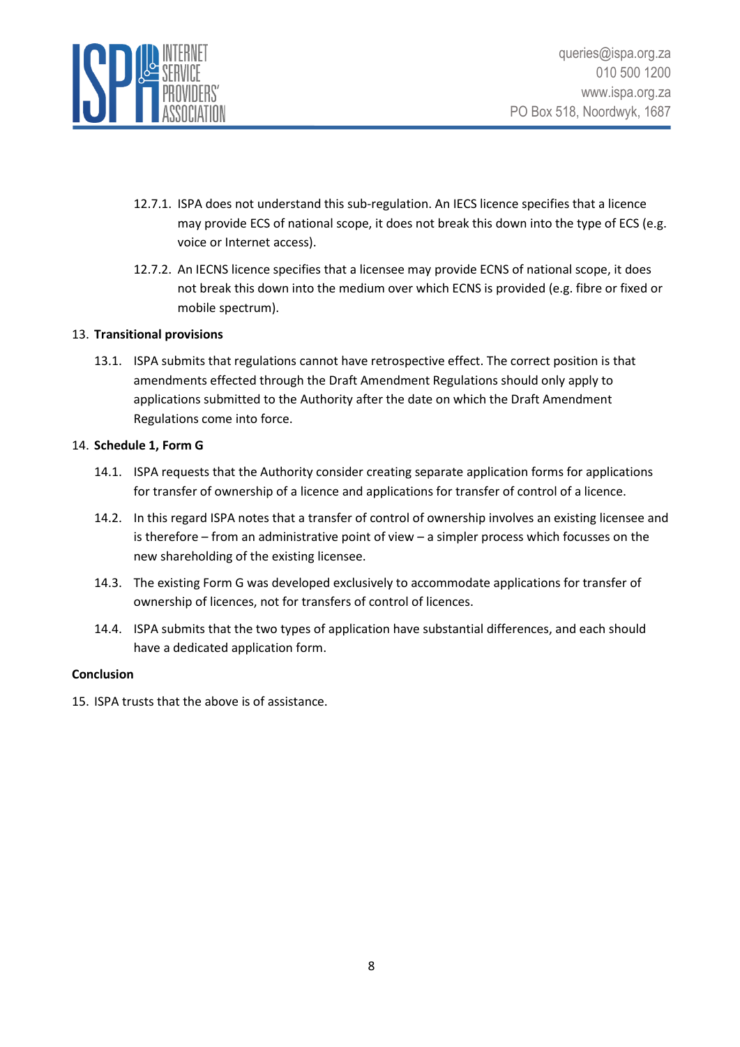12.7.1. ISPA does not understand this sub-regulation. An IECS licence specifies that a licence may provide ECS of national scope, it does not break this down into the type of ECS (e.g. voice or Internet access).

12.7.2. An IECNS licence specifies that a licensee may provide ECNS of national scope, it does not break this down into the medium over which ECNS is provided (e.g. fibre or fixed or mobile spectrum).

13. **Transitional provisions**

13.1. ISPA submits that regulations cannot have retrospective effect. The correct position is that amendments effected through the Draft Amendment Regulations should only apply to applications submitted to the Authority after the date on which the Draft Amendment Regulations come into force.

14. **Schedule 1, Form G**

14.1. ISPA requests that the Authority consider creating separate application forms for applications for transfer of ownership of a licence and applications for transfer of control of a licence.

14.2. In this regard ISPA notes that a transfer of control of ownership involves an existing licensee and is therefore – from an administrative point of view – a simpler process which focusses on the new shareholding of the existing licensee.

14.3. The existing Form G was developed exclusively to accommodate applications for transfer of ownership of licences, not for transfers of control of licences.

14.4. ISPA submits that the two types of application have substantial differences, and each should have a dedicated application form.

**Conclusion**

15. ISPA trusts that the above is of assistance.